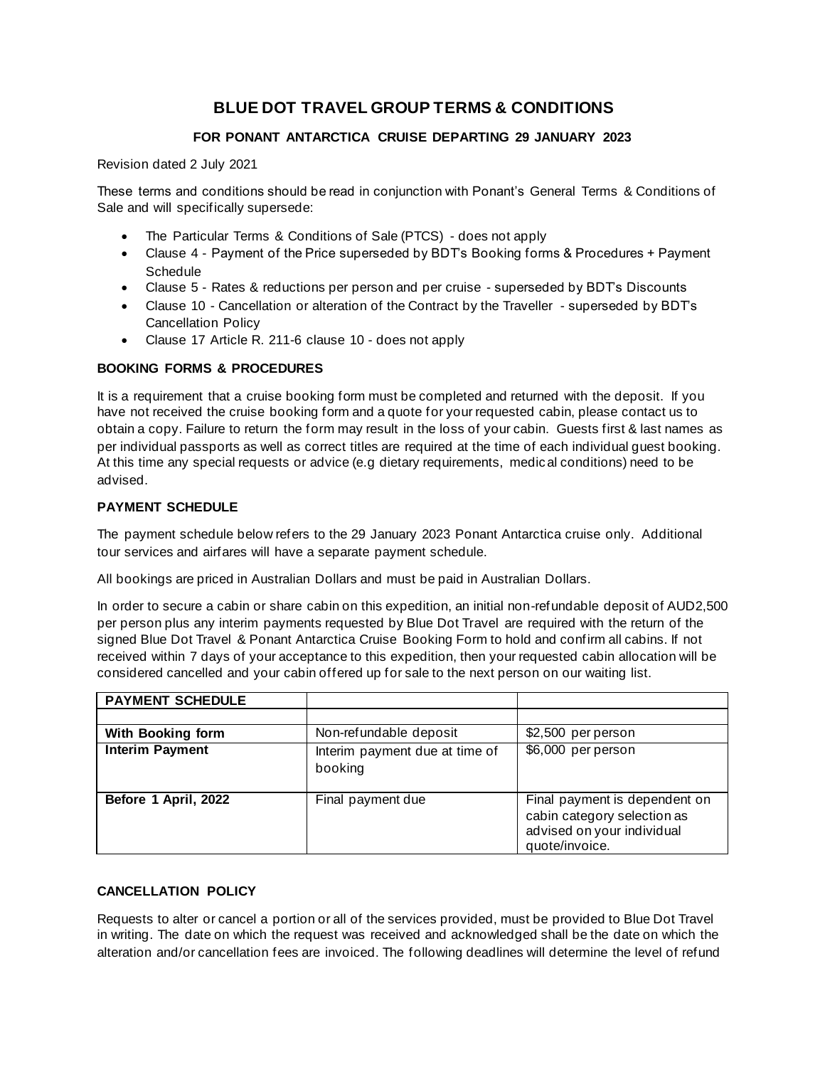# BLUE DOT TRAVEL GROUP TERMS & CONDITIONS

## FOR PONANT ANTARCTICA CRUISE DEPARTING 29 JANUARY 2023

Revision dated 2 July 2021

These terms and conditions should be read in conjunction with Ponant's General Terms & Conditions of Sale and will specifically supersede:

- The Particular Terms & Conditions of Sale (PTCS) - does not apply
- Clause 4 - Payment of the Price superseded by BDT's Booking forms & Procedures + Payment Schedule
- Clause 5 - Rates & reductions per person and per cruise - superseded by BDT's Discounts
- Clause 10 - Cancellation or alteration of the Contract by the Traveller - superseded by BDT's Cancellation Policy
- Clause 17 Article R. 211-6 clause 10 - does not apply

### BOOKING FORMS & PROCEDURES

It is a requirement that a cruise booking form must be completed and returned with the deposit. If you have not received the cruise booking form and a quote for your requested cabin, please contact us to obtain a copy. Failure to return the form may result in the loss of your cabin. Guests first & last names as per individual passports as well as correct titles are required at the time of each individual guest booking. At this time any special requests or advice (e.g dietary requirements, medical conditions) need to be advised.

### PAYMENT SCHEDULE

The payment schedule below refers to the 29 January 2023 Ponant Antarctica cruise only. Additional tour services and airfares will have a separate payment schedule.

All bookings are priced in Australian Dollars and must be paid in Australian Dollars.

In order to secure a cabin or share cabin on this expedition, an initial non-refundable deposit of AUD2,500 per person plus any interim payments requested by Blue Dot Travel are required with the return of the signed Blue Dot Travel & Ponant Antarctica Cruise Booking Form to hold and confirm all cabins. If not received within 7 days of your acceptance to this expedition, then your requested cabin allocation will be considered cancelled and your cabin offered up for sale to the next person on our waiting list.

| **PAYMENT SCHEDULE** | | |
|---|---|---|
| | | |
| **With Booking form** | Non-refundable deposit | $2,500 per person |
| **Interim Payment** | Interim payment due at time of booking | $6,000 per person |
| **Before 1 April, 2022** | Final payment due | Final payment is dependent on cabin category selection as advised on your individual quote/invoice. |

### CANCELLATION POLICY

Requests to alter or cancel a portion or all of the services provided, must be provided to Blue Dot Travel in writing. The date on which the request was received and acknowledged shall be the date on which the alteration and/or cancellation fees are invoiced. The following deadlines will determine the level of refund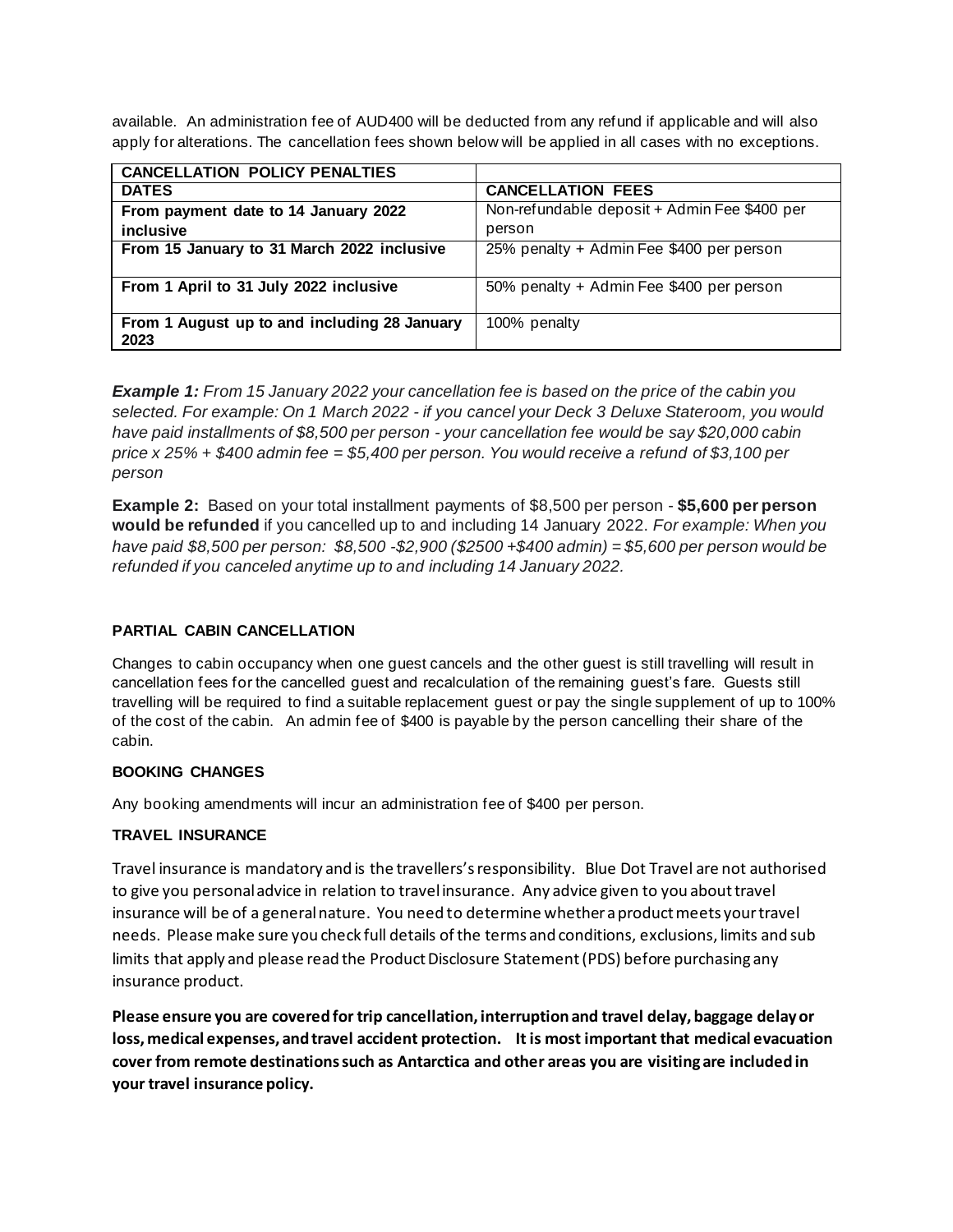available. An administration fee of AUD400 will be deducted from any refund if applicable and will also apply for alterations. The cancellation fees shown below will be applied in all cases with no exceptions.

| CANCELLATION POLICY PENALTIES | |
|---|---|
| **DATES** | **CANCELLATION FEES** |
| **From payment date to 14 January 2022 inclusive** | Non-refundable deposit + Admin Fee $400 per person |
| **From 15 January to 31 March 2022 inclusive** | 25% penalty + Admin Fee $400 per person |
| **From 1 April to 31 July 2022 inclusive** | 50% penalty + Admin Fee $400 per person |
| **From 1 August up to and including 28 January 2023** | 100% penalty |

***Example 1:*** *From 15 January 2022 your cancellation fee is based on the price of the cabin you selected. For example: On 1 March 2022 - if you cancel your Deck 3 Deluxe Stateroom, you would have paid installments of $8,500 per person - your cancellation fee would be say $20,000 cabin price x 25% + $400 admin fee = $5,400 per person. You would receive a refund of $3,100 per person*

**Example 2:** Based on your total installment payments of $8,500 per person - **$5,600 per person would be refunded** if you cancelled up to and including 14 January 2022. *For example: When you have paid $8,500 per person: $8,500 -$2,900 ($2500 +$400 admin) = $5,600 per person would be refunded if you canceled anytime up to and including 14 January 2022.*

#### PARTIAL CABIN CANCELLATION

Changes to cabin occupancy when one guest cancels and the other guest is still travelling will result in cancellation fees for the cancelled guest and recalculation of the remaining guest's fare. Guests still travelling will be required to find a suitable replacement guest or pay the single supplement of up to 100% of the cost of the cabin. An admin fee of $400 is payable by the person cancelling their share of the cabin.

#### BOOKING CHANGES

Any booking amendments will incur an administration fee of $400 per person.

#### TRAVEL INSURANCE

Travel insurance is mandatory and is the travellers's responsibility. Blue Dot Travel are not authorised to give you personal advice in relation to travel insurance. Any advice given to you about travel insurance will be of a general nature. You need to determine whether a product meets your travel needs. Please make sure you check full details of the terms and conditions, exclusions, limits and sub limits that apply and please read the Product Disclosure Statement (PDS) before purchasing any insurance product.

**Please ensure you are covered for trip cancellation, interruption and travel delay, baggage delay or loss, medical expenses, and travel accident protection. It is most important that medical evacuation cover from remote destinations such as Antarctica and other areas you are visiting are included in your travel insurance policy.**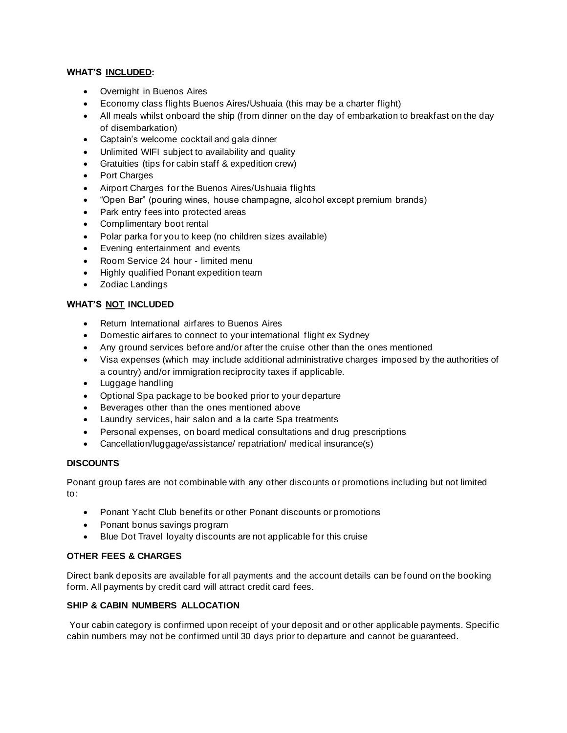**WHAT'S INCLUDED:**

- Overnight in Buenos Aires
- Economy class flights Buenos Aires/Ushuaia (this may be a charter flight)
- All meals whilst onboard the ship (from dinner on the day of embarkation to breakfast on the day of disembarkation)
- Captain's welcome cocktail and gala dinner
- Unlimited WIFI subject to availability and quality
- Gratuities (tips for cabin staff & expedition crew)
- Port Charges
- Airport Charges for the Buenos Aires/Ushuaia flights
- "Open Bar" (pouring wines, house champagne, alcohol except premium brands)
- Park entry fees into protected areas
- Complimentary boot rental
- Polar parka for you to keep (no children sizes available)
- Evening entertainment and events
- Room Service 24 hour - limited menu
- Highly qualified Ponant expedition team
- Zodiac Landings

**WHAT'S NOT INCLUDED**

- Return International airfares to Buenos Aires
- Domestic airfares to connect to your international flight ex Sydney
- Any ground services before and/or after the cruise other than the ones mentioned
- Visa expenses (which may include additional administrative charges imposed by the authorities of a country) and/or immigration reciprocity taxes if applicable.
- Luggage handling
- Optional Spa package to be booked prior to your departure
- Beverages other than the ones mentioned above
- Laundry services, hair salon and a la carte Spa treatments
- Personal expenses, on board medical consultations and drug prescriptions
- Cancellation/luggage/assistance/ repatriation/ medical insurance(s)

**DISCOUNTS**

Ponant group fares are not combinable with any other discounts or promotions including but not limited to:

- Ponant Yacht Club benefits or other Ponant discounts or promotions
- Ponant bonus savings program
- Blue Dot Travel loyalty discounts are not applicable for this cruise

**OTHER FEES & CHARGES**

Direct bank deposits are available for all payments and the account details can be found on the booking form. All payments by credit card will attract credit card fees.

**SHIP & CABIN NUMBERS ALLOCATION**

Your cabin category is confirmed upon receipt of your deposit and or other applicable payments. Specific cabin numbers may not be confirmed until 30 days prior to departure and cannot be guaranteed.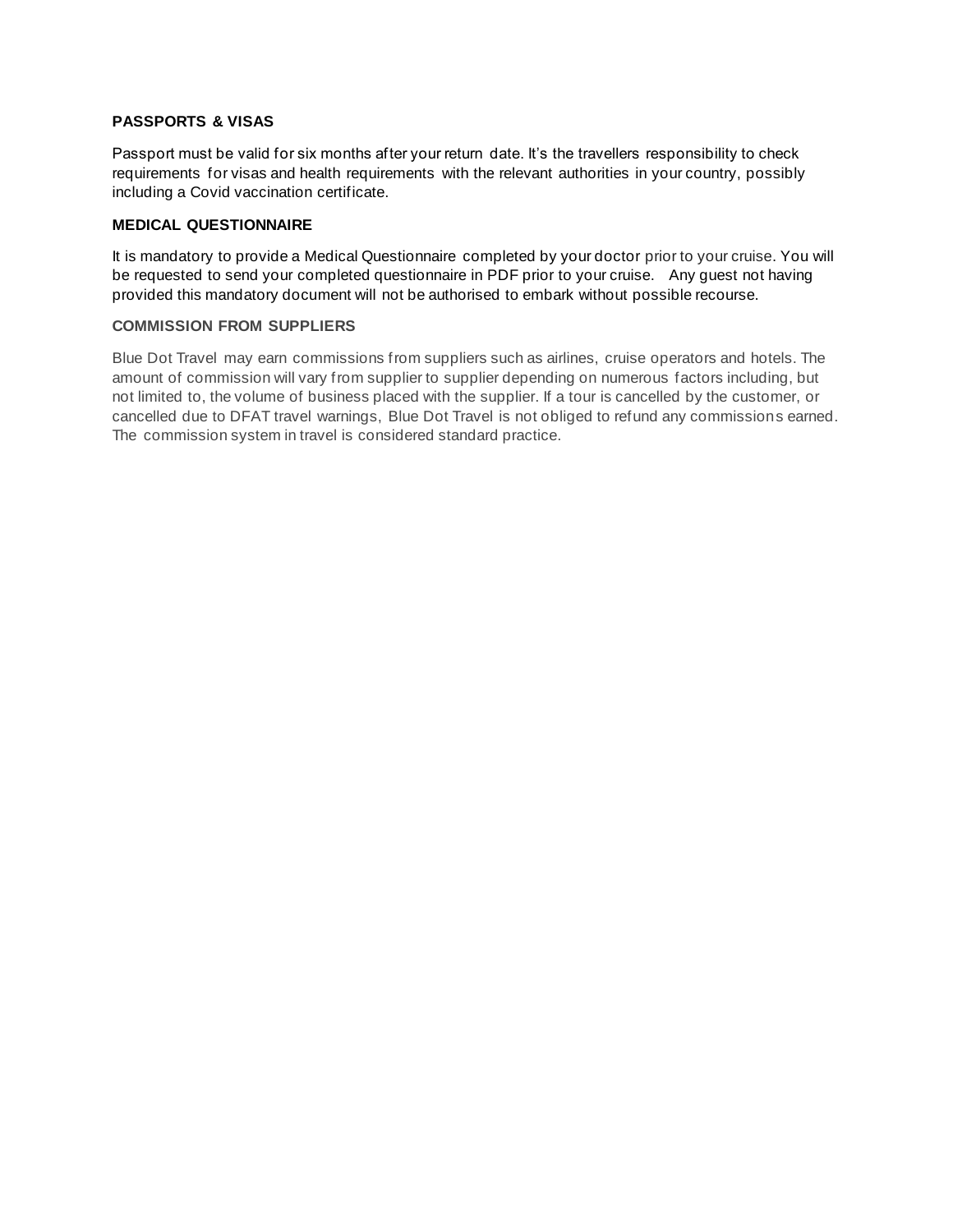## PASSPORTS & VISAS

Passport must be valid for six months after your return date. It's the travellers responsibility to check requirements for visas and health requirements with the relevant authorities in your country, possibly including a Covid vaccination certificate.

## MEDICAL QUESTIONNAIRE

It is mandatory to provide a Medical Questionnaire completed by your doctor prior to your cruise. You will be requested to send your completed questionnaire in PDF prior to your cruise. Any guest not having provided this mandatory document will not be authorised to embark without possible recourse.

## COMMISSION FROM SUPPLIERS

Blue Dot Travel may earn commissions from suppliers such as airlines, cruise operators and hotels. The amount of commission will vary from supplier to supplier depending on numerous factors including, but not limited to, the volume of business placed with the supplier. If a tour is cancelled by the customer, or cancelled due to DFAT travel warnings, Blue Dot Travel is not obliged to refund any commissions earned. The commission system in travel is considered standard practice.